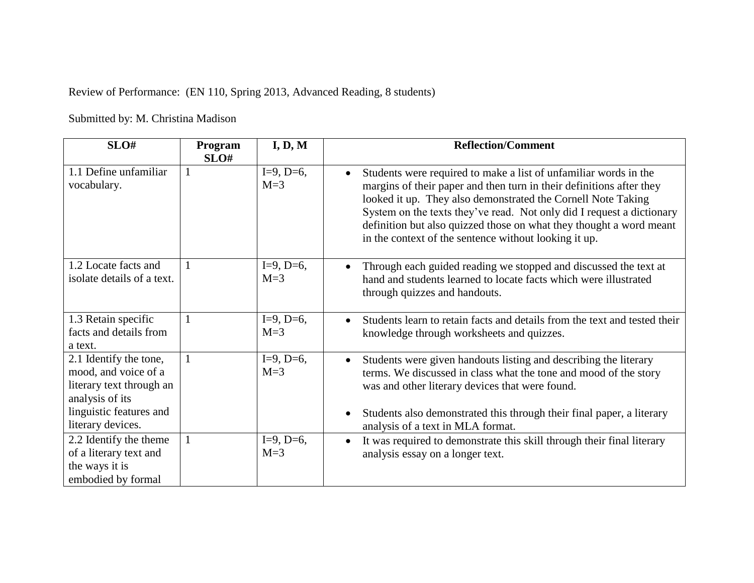Review of Performance: (EN 110, Spring 2013, Advanced Reading, 8 students)

Submitted by: M. Christina Madison

| SLO# | Program SLO# | I, D, M | Reflection/Comment |
|---|---|---|---|
| 1.1 Define unfamiliar vocabulary. | 1 | I=9, D=6, M=3 | • Students were required to make a list of unfamiliar words in the margins of their paper and then turn in their definitions after they looked it up. They also demonstrated the Cornell Note Taking System on the texts they've read. Not only did I request a dictionary definition but also quizzed those on what they thought a word meant in the context of the sentence without looking it up. |
| 1.2 Locate facts and isolate details of a text. | 1 | I=9, D=6, M=3 | • Through each guided reading we stopped and discussed the text at hand and students learned to locate facts which were illustrated through quizzes and handouts. |
| 1.3 Retain specific facts and details from a text. | 1 | I=9, D=6, M=3 | • Students learn to retain facts and details from the text and tested their knowledge through worksheets and quizzes. |
| 2.1 Identify the tone, mood, and voice of a literary text through an analysis of its linguistic features and literary devices. | 1 | I=9, D=6, M=3 | • Students were given handouts listing and describing the literary terms. We discussed in class what the tone and mood of the story was and other literary devices that were found.<br><br>• Students also demonstrated this through their final paper, a literary analysis of a text in MLA format. |
| 2.2 Identify the theme of a literary text and the ways it is embodied by formal | 1 | I=9, D=6, M=3 | • It was required to demonstrate this skill through their final literary analysis essay on a longer text. |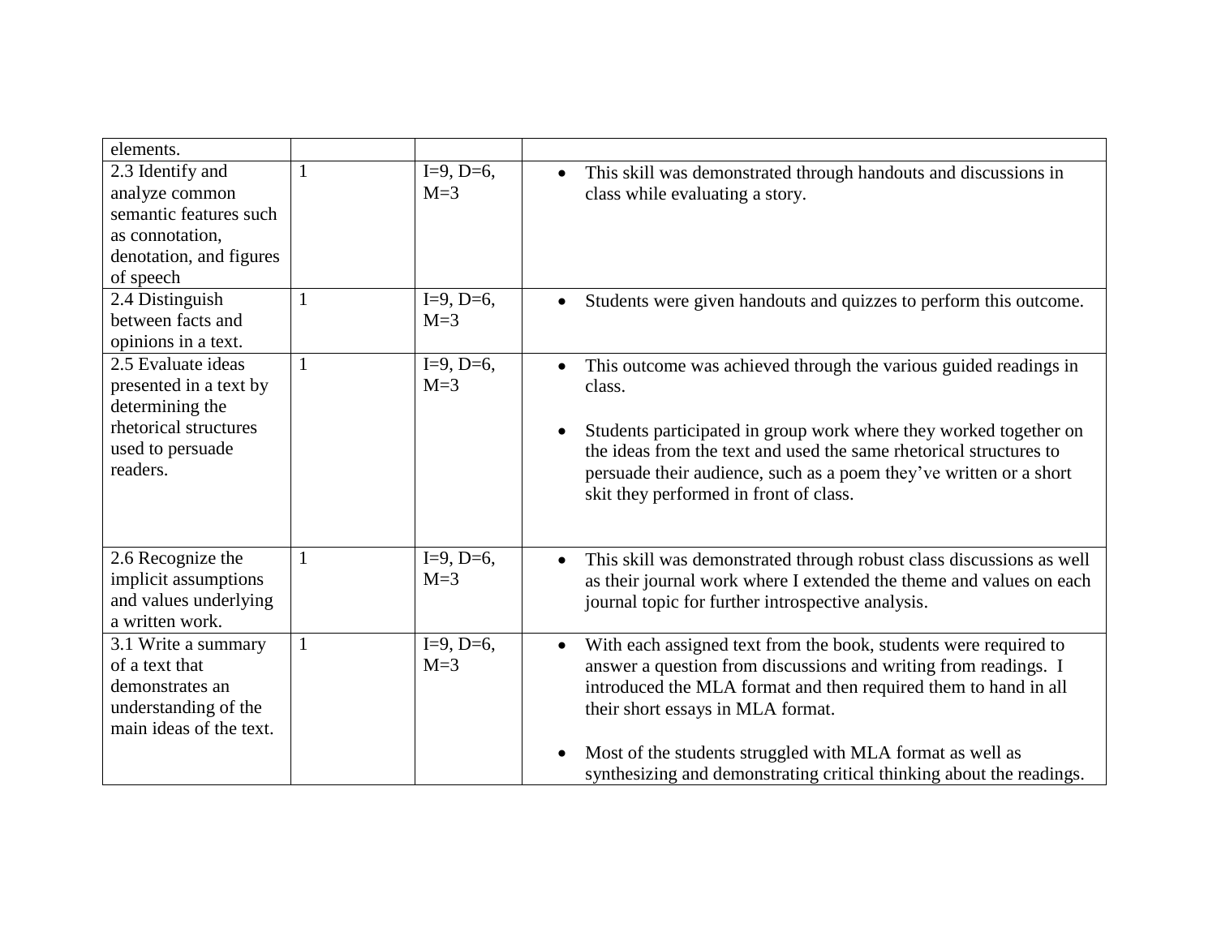| | | | |
|---|---|---|---|
| elements. | | | |
| 2.3 Identify and analyze common semantic features such as connotation, denotation, and figures of speech | 1 | I=9, D=6, M=3 | • This skill was demonstrated through handouts and discussions in class while evaluating a story. |
| 2.4 Distinguish between facts and opinions in a text. | 1 | I=9, D=6, M=3 | • Students were given handouts and quizzes to perform this outcome. |
| 2.5 Evaluate ideas presented in a text by determining the rhetorical structures used to persuade readers. | 1 | I=9, D=6, M=3 | • This outcome was achieved through the various guided readings in class.<br><br>• Students participated in group work where they worked together on the ideas from the text and used the same rhetorical structures to persuade their audience, such as a poem they've written or a short skit they performed in front of class. |
| 2.6 Recognize the implicit assumptions and values underlying a written work. | 1 | I=9, D=6, M=3 | • This skill was demonstrated through robust class discussions as well as their journal work where I extended the theme and values on each journal topic for further introspective analysis. |
| 3.1 Write a summary of a text that demonstrates an understanding of the main ideas of the text. | 1 | I=9, D=6, M=3 | • With each assigned text from the book, students were required to answer a question from discussions and writing from readings. I introduced the MLA format and then required them to hand in all their short essays in MLA format.<br><br>• Most of the students struggled with MLA format as well as synthesizing and demonstrating critical thinking about the readings. |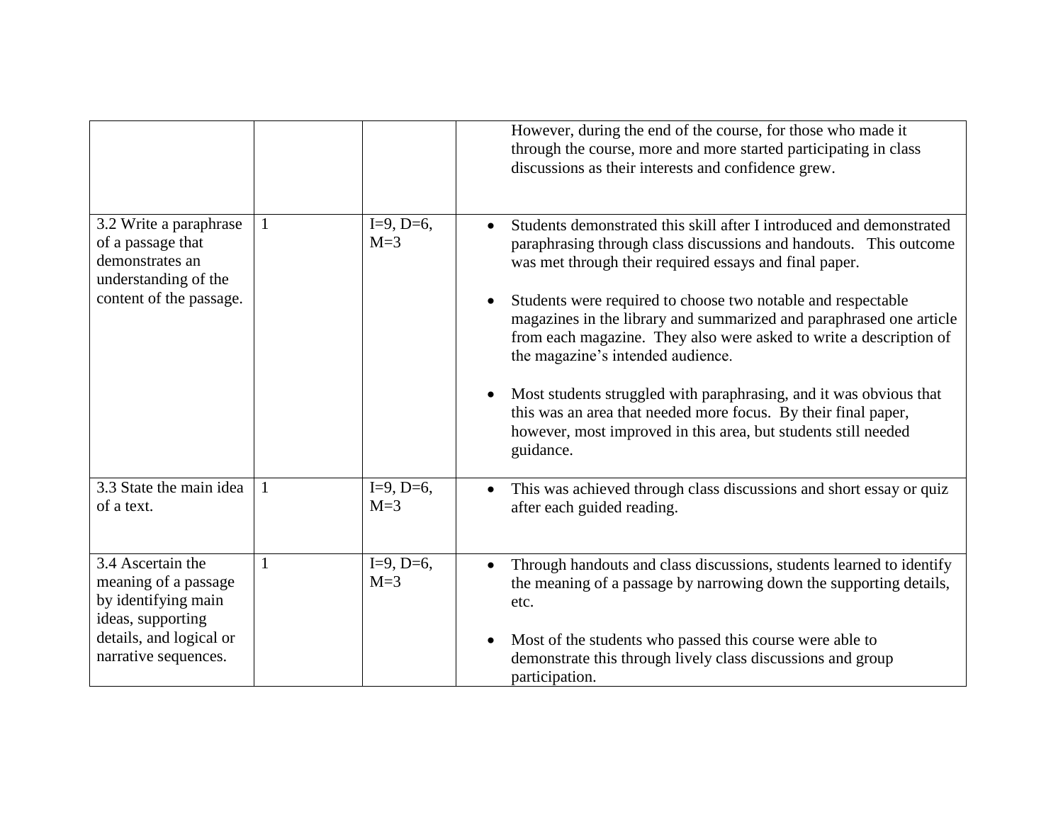| | | | |
|---|---|---|---|
| | | | However, during the end of the course, for those who made it through the course, more and more started participating in class discussions as their interests and confidence grew. |
| 3.2 Write a paraphrase of a passage that demonstrates an understanding of the content of the passage. | 1 | I=9, D=6, M=3 | • Students demonstrated this skill after I introduced and demonstrated paraphrasing through class discussions and handouts. This outcome was met through their required essays and final paper.<br><br>• Students were required to choose two notable and respectable magazines in the library and summarized and paraphrased one article from each magazine. They also were asked to write a description of the magazine's intended audience.<br><br>• Most students struggled with paraphrasing, and it was obvious that this was an area that needed more focus. By their final paper, however, most improved in this area, but students still needed guidance. |
| 3.3 State the main idea of a text. | 1 | I=9, D=6, M=3 | • This was achieved through class discussions and short essay or quiz after each guided reading. |
| 3.4 Ascertain the meaning of a passage by identifying main ideas, supporting details, and logical or narrative sequences. | 1 | I=9, D=6, M=3 | • Through handouts and class discussions, students learned to identify the meaning of a passage by narrowing down the supporting details, etc.<br><br>• Most of the students who passed this course were able to demonstrate this through lively class discussions and group participation. |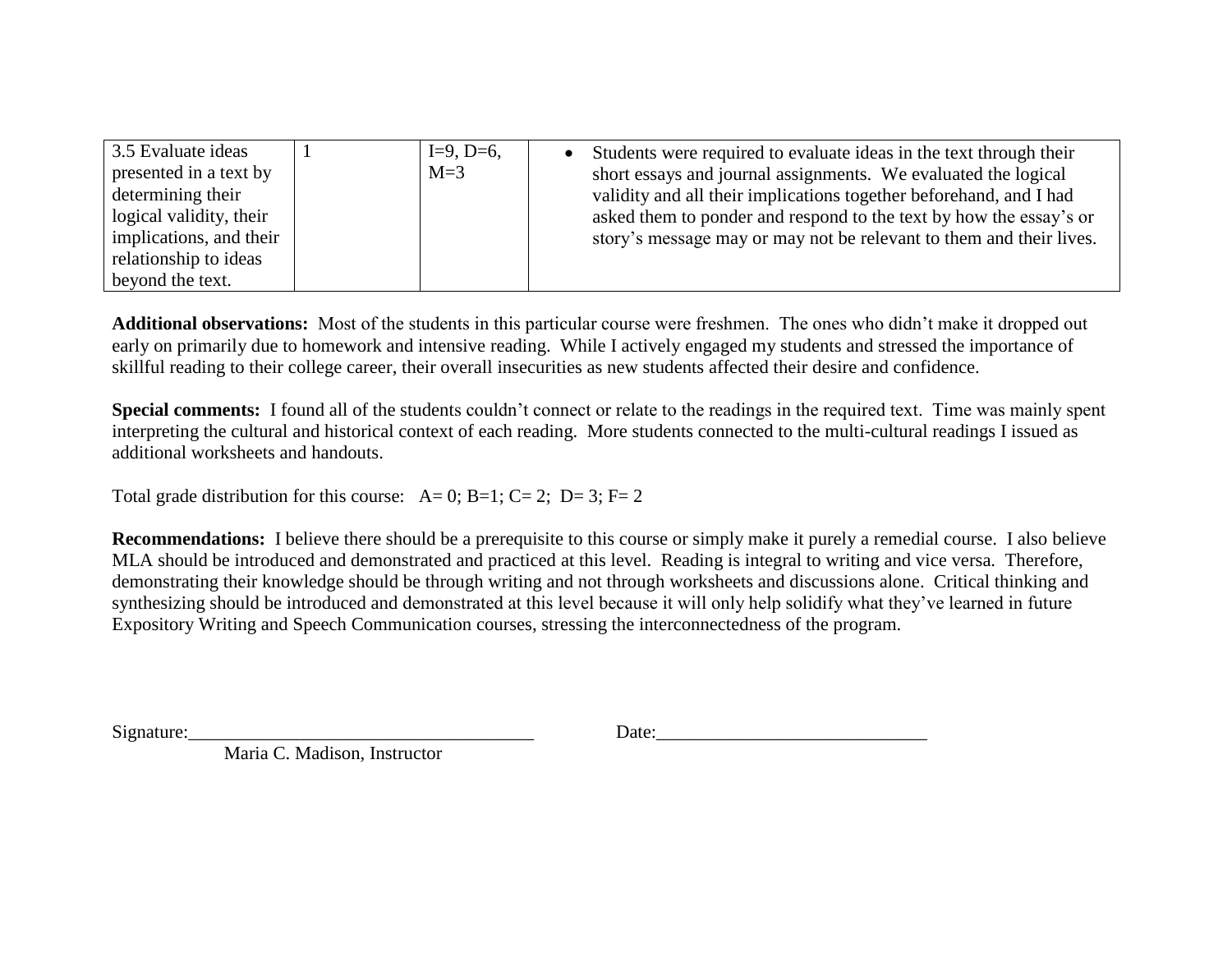| | | | |
|---|---|---|---|
| 3.5 Evaluate ideas presented in a text by determining their logical validity, their implications, and their relationship to ideas beyond the text. | 1 | I=9, D=6, M=3 | • Students were required to evaluate ideas in the text through their short essays and journal assignments. We evaluated the logical validity and all their implications together beforehand, and I had asked them to ponder and respond to the text by how the essay's or story's message may or may not be relevant to them and their lives. |

**Additional observations:** Most of the students in this particular course were freshmen. The ones who didn't make it dropped out early on primarily due to homework and intensive reading. While I actively engaged my students and stressed the importance of skillful reading to their college career, their overall insecurities as new students affected their desire and confidence.

**Special comments:** I found all of the students couldn't connect or relate to the readings in the required text. Time was mainly spent interpreting the cultural and historical context of each reading. More students connected to the multi-cultural readings I issued as additional worksheets and handouts.

Total grade distribution for this course: A= 0; B=1; C= 2; D= 3; F= 2

**Recommendations:** I believe there should be a prerequisite to this course or simply make it purely a remedial course. I also believe MLA should be introduced and demonstrated and practiced at this level. Reading is integral to writing and vice versa. Therefore, demonstrating their knowledge should be through writing and not through worksheets and discussions alone. Critical thinking and synthesizing should be introduced and demonstrated at this level because it will only help solidify what they've learned in future Expository Writing and Speech Communication courses, stressing the interconnectedness of the program.

Signature:_____________________________________ Date:_____________________________

Maria C. Madison, Instructor